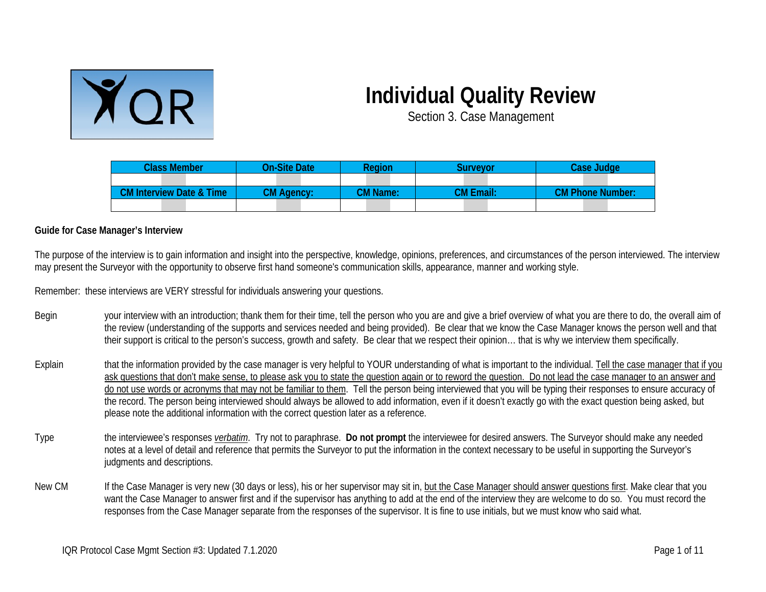IQR

# Individual Quality Review

Section 3. Case Management

| Class Member | On-Site Date | Region | Surveyor | Case Judge |
|---|---|---|---|---|
| | | | | |
| **CM Interview Date & Time** | **CM Agency:** | **CM Name:** | **CM Email:** | **CM Phone Number:** |
| | | | | |

**Guide for Case Manager's Interview**

The purpose of the interview is to gain information and insight into the perspective, knowledge, opinions, preferences, and circumstances of the person interviewed. The interview may present the Surveyor with the opportunity to observe first hand someone's communication skills, appearance, manner and working style.

Remember: these interviews are VERY stressful for individuals answering your questions.

Begin your interview with an introduction; thank them for their time, tell the person who you are and give a brief overview of what you are there to do, the overall aim of the review (understanding of the supports and services needed and being provided). Be clear that we know the Case Manager knows the person well and that their support is critical to the person's success, growth and safety. Be clear that we respect their opinion… that is why we interview them specifically.

Explain that the information provided by the case manager is very helpful to YOUR understanding of what is important to the individual. Tell the case manager that if you ask questions that don't make sense, to please ask you to state the question again or to reword the question. Do not lead the case manager to an answer and do not use words or acronyms that may not be familiar to them. Tell the person being interviewed that you will be typing their responses to ensure accuracy of the record. The person being interviewed should always be allowed to add information, even if it doesn't exactly go with the exact question being asked, but please note the additional information with the correct question later as a reference.

Type the interviewee's responses *verbatim*. Try not to paraphrase. **Do not prompt** the interviewee for desired answers. The Surveyor should make any needed notes at a level of detail and reference that permits the Surveyor to put the information in the context necessary to be useful in supporting the Surveyor's judgments and descriptions.

New CM If the Case Manager is very new (30 days or less), his or her supervisor may sit in, but the Case Manager should answer questions first. Make clear that you want the Case Manager to answer first and if the supervisor has anything to add at the end of the interview they are welcome to do so. You must record the responses from the Case Manager separate from the responses of the supervisor. It is fine to use initials, but we must know who said what.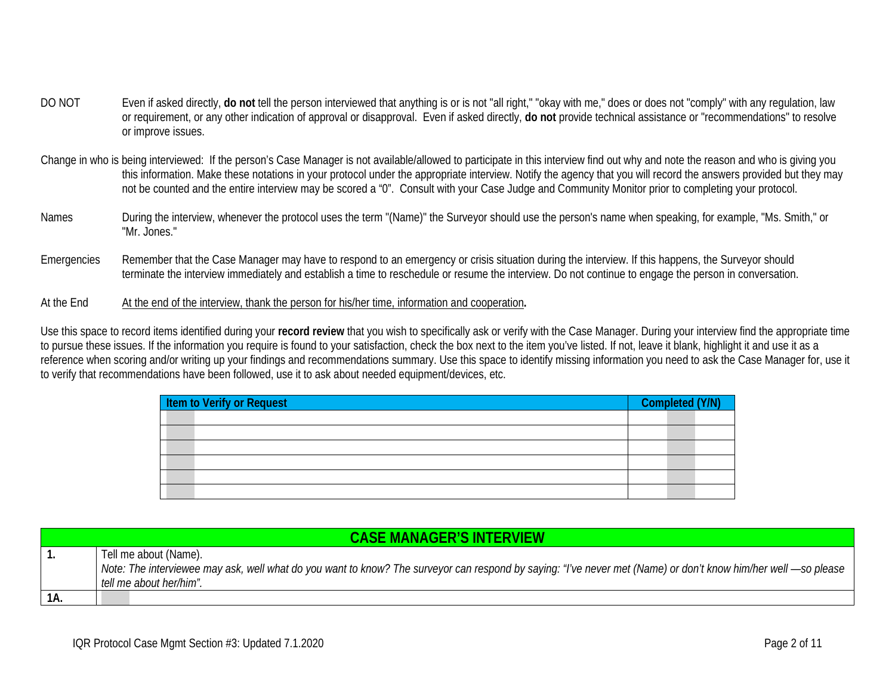DO NOT — Even if asked directly, **do not** tell the person interviewed that anything is or is not "all right," "okay with me," does or does not "comply" with any regulation, law or requirement, or any other indication of approval or disapproval. Even if asked directly, **do not** provide technical assistance or "recommendations" to resolve or improve issues.

Change in who is being interviewed: If the person's Case Manager is not available/allowed to participate in this interview find out why and note the reason and who is giving you this information. Make these notations in your protocol under the appropriate interview. Notify the agency that you will record the answers provided but they may not be counted and the entire interview may be scored a "0". Consult with your Case Judge and Community Monitor prior to completing your protocol.

Names — During the interview, whenever the protocol uses the term "(Name)" the Surveyor should use the person's name when speaking, for example, "Ms. Smith," or "Mr. Jones."

Emergencies — Remember that the Case Manager may have to respond to an emergency or crisis situation during the interview. If this happens, the Surveyor should terminate the interview immediately and establish a time to reschedule or resume the interview. Do not continue to engage the person in conversation.

At the End — At the end of the interview, thank the person for his/her time, information and cooperation**.**

Use this space to record items identified during your **record review** that you wish to specifically ask or verify with the Case Manager. During your interview find the appropriate time to pursue these issues. If the information you require is found to your satisfaction, check the box next to the item you've listed. If not, leave it blank, highlight it and use it as a reference when scoring and/or writing up your findings and recommendations summary. Use this space to identify missing information you need to ask the Case Manager for, use it to verify that recommendations have been followed, use it to ask about needed equipment/devices, etc.

| Item to Verify or Request | Completed (Y/N) |
|---|---|
| | |
| | |
| | |
| | |
| | |
| | |

| CASE MANAGER'S INTERVIEW | |
|---|---|
| **1.** | Tell me about (Name).<br>*Note: The interviewee may ask, well what do you want to know? The surveyor can respond by saying: "I've never met (Name) or don't know him/her well —so please tell me about her/him".* |
| **1A.** | |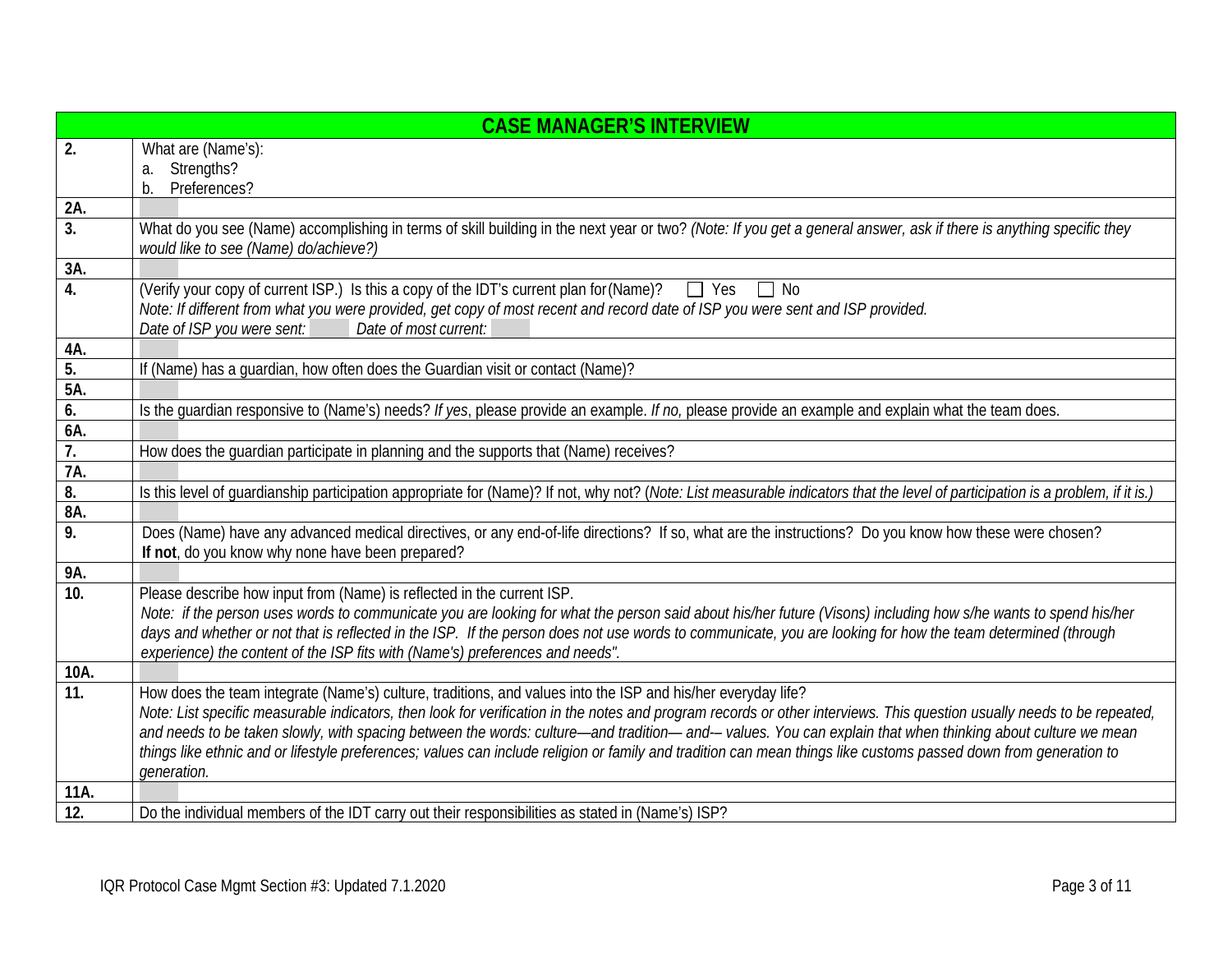| CASE MANAGER'S INTERVIEW | |
|---|---|
| **2.** | What are (Name's):<br>a. Strengths?<br>b. Preferences? |
| **2A.** | |
| **3.** | What do you see (Name) accomplishing in terms of skill building in the next year or two? *(Note: If you get a general answer, ask if there is anything specific they would like to see (Name) do/achieve?)* |
| **3A.** | |
| **4.** | (Verify your copy of current ISP.) Is this a copy of the IDT's current plan for (Name)? ☐ Yes ☐ No<br>*Note: If different from what you were provided, get copy of most recent and record date of ISP you were sent and ISP provided.*<br>*Date of ISP you were sent:* *Date of most current:* |
| **4A.** | |
| **5.** | If (Name) has a guardian, how often does the Guardian visit or contact (Name)? |
| **5A.** | |
| **6.** | Is the guardian responsive to (Name's) needs? *If yes*, please provide an example. *If no,* please provide an example and explain what the team does. |
| **6A.** | |
| **7.** | How does the guardian participate in planning and the supports that (Name) receives? |
| **7A.** | |
| **8.** | Is this level of guardianship participation appropriate for (Name)? If not, why not? (*Note: List measurable indicators that the level of participation is a problem, if it is.)* |
| **8A.** | |
| **9.** | Does (Name) have any advanced medical directives, or any end-of-life directions? If so, what are the instructions? Do you know how these were chosen?<br>**If not**, do you know why none have been prepared? |
| **9A.** | |
| **10.** | Please describe how input from (Name) is reflected in the current ISP.<br>*Note: if the person uses words to communicate you are looking for what the person said about his/her future (Visons) including how s/he wants to spend his/her days and whether or not that is reflected in the ISP. If the person does not use words to communicate, you are looking for how the team determined (through experience) the content of the ISP fits with (Name's) preferences and needs".* |
| **10A.** | |
| **11.** | How does the team integrate (Name's) culture, traditions, and values into the ISP and his/her everyday life?<br>*Note: List specific measurable indicators, then look for verification in the notes and program records or other interviews. This question usually needs to be repeated, and needs to be taken slowly, with spacing between the words: culture—and tradition— and-– values. You can explain that when thinking about culture we mean things like ethnic and or lifestyle preferences; values can include religion or family and tradition can mean things like customs passed down from generation to generation.* |
| **11A.** | |
| **12.** | Do the individual members of the IDT carry out their responsibilities as stated in (Name's) ISP? |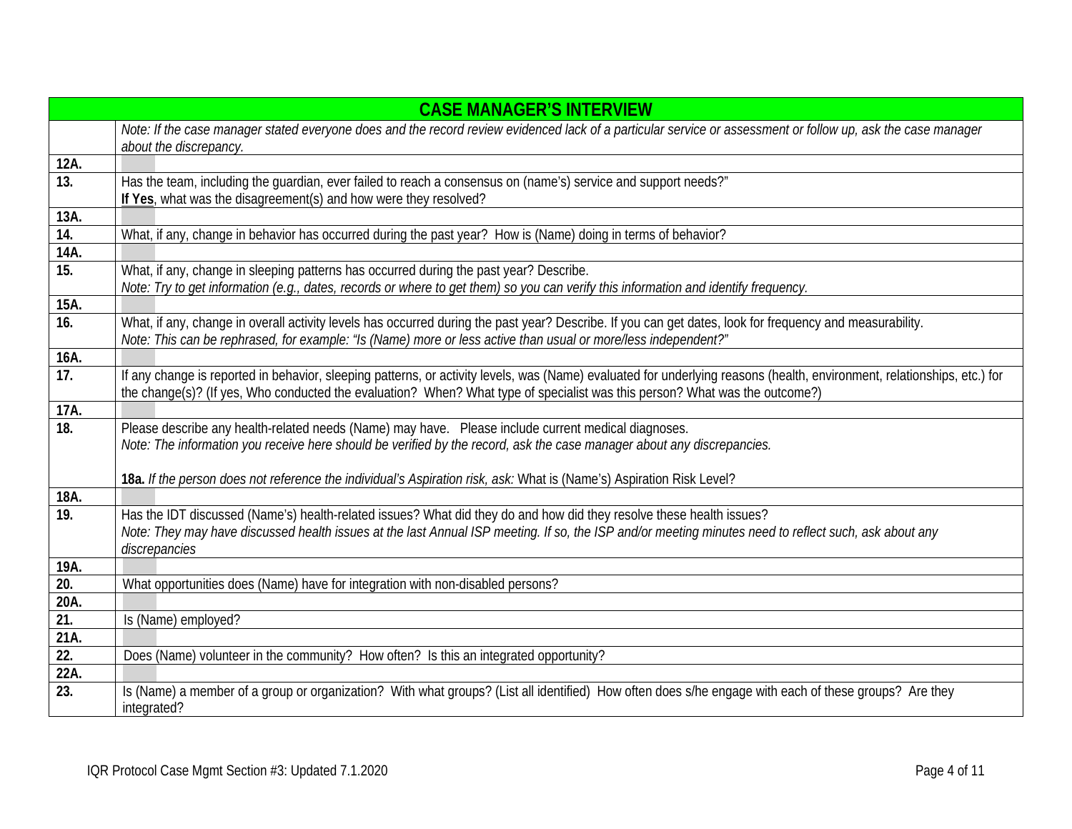| CASE MANAGER'S INTERVIEW | |
|---|---|
| | *Note: If the case manager stated everyone does and the record review evidenced lack of a particular service or assessment or follow up, ask the case manager about the discrepancy.* |
| **12A.** | |
| **13.** | Has the team, including the guardian, ever failed to reach a consensus on (name's) service and support needs?"<br>**If Yes**, what was the disagreement(s) and how were they resolved? |
| **13A.** | |
| **14.** | What, if any, change in behavior has occurred during the past year? How is (Name) doing in terms of behavior? |
| **14A.** | |
| **15.** | What, if any, change in sleeping patterns has occurred during the past year? Describe.<br>*Note: Try to get information (e.g., dates, records or where to get them) so you can verify this information and identify frequency.* |
| **15A.** | |
| **16.** | What, if any, change in overall activity levels has occurred during the past year? Describe. If you can get dates, look for frequency and measurability.<br>*Note: This can be rephrased, for example: "Is (Name) more or less active than usual or more/less independent?"* |
| **16A.** | |
| **17.** | If any change is reported in behavior, sleeping patterns, or activity levels, was (Name) evaluated for underlying reasons (health, environment, relationships, etc.) for the change(s)? (If yes, Who conducted the evaluation? When? What type of specialist was this person? What was the outcome?) |
| **17A.** | |
| **18.** | Please describe any health-related needs (Name) may have. Please include current medical diagnoses.<br>*Note: The information you receive here should be verified by the record, ask the case manager about any discrepancies.*<br><br>**18a.** *If the person does not reference the individual's Aspiration risk, ask:* What is (Name's) Aspiration Risk Level? |
| **18A.** | |
| **19.** | Has the IDT discussed (Name's) health-related issues? What did they do and how did they resolve these health issues?<br>*Note: They may have discussed health issues at the last Annual ISP meeting. If so, the ISP and/or meeting minutes need to reflect such, ask about any discrepancies* |
| **19A.** | |
| **20.** | What opportunities does (Name) have for integration with non-disabled persons? |
| **20A.** | |
| **21.** | Is (Name) employed? |
| **21A.** | |
| **22.** | Does (Name) volunteer in the community? How often? Is this an integrated opportunity? |
| **22A.** | |
| **23.** | Is (Name) a member of a group or organization? With what groups? (List all identified) How often does s/he engage with each of these groups? Are they integrated? |

IQR Protocol Case Mgmt Section #3: Updated 7.1.2020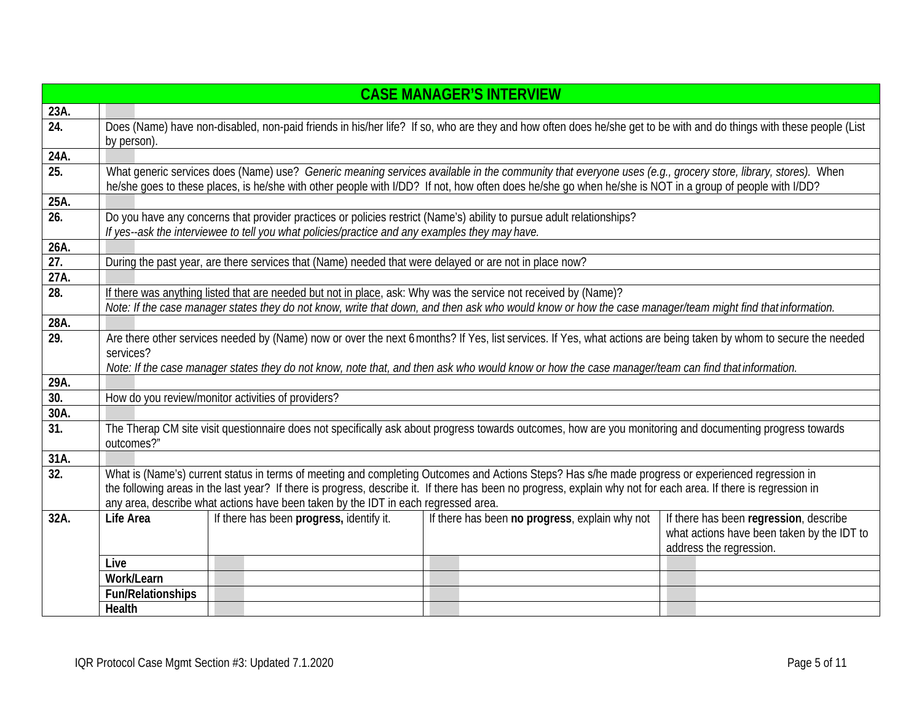| CASE MANAGER'S INTERVIEW | | | | |
|---|---|---|---|---|
| **23A.** | | | | |
| **24.** | Does (Name) have non-disabled, non-paid friends in his/her life? If so, who are they and how often does he/she get to be with and do things with these people (List by person). | | | |
| **24A.** | | | | |
| **25.** | What generic services does (Name) use? *Generic meaning services available in the community that everyone uses (e.g., grocery store, library, stores).* When he/she goes to these places, is he/she with other people with I/DD? If not, how often does he/she go when he/she is NOT in a group of people with I/DD? | | | |
| **25A.** | | | | |
| **26.** | Do you have any concerns that provider practices or policies restrict (Name's) ability to pursue adult relationships? *If yes--ask the interviewee to tell you what policies/practice and any examples they may have.* | | | |
| **26A.** | | | | |
| **27.** | During the past year, are there services that (Name) needed that were delayed or are not in place now? | | | |
| **27A.** | | | | |
| **28.** | <u>If there was anything listed that are needed but not in place</u>, ask: Why was the service not received by (Name)? *Note: If the case manager states they do not know, write that down, and then ask who would know or how the case manager/team might find that information.* | | | |
| **28A.** | | | | |
| **29.** | Are there other services needed by (Name) now or over the next 6 months? If Yes, list services. If Yes, what actions are being taken by whom to secure the needed services? *Note: If the case manager states they do not know, note that, and then ask who would know or how the case manager/team can find that information.* | | | |
| **29A.** | | | | |
| **30.** | How do you review/monitor activities of providers? | | | |
| **30A.** | | | | |
| **31.** | The Therap CM site visit questionnaire does not specifically ask about progress towards outcomes, how are you monitoring and documenting progress towards outcomes?" | | | |
| **31A.** | | | | |
| **32.** | What is (Name's) current status in terms of meeting and completing Outcomes and Actions Steps? Has s/he made progress or experienced regression in the following areas in the last year? If there is progress, describe it. If there has been no progress, explain why not for each area. If there is regression in any area, describe what actions have been taken by the IDT in each regressed area. | | | |
| **32A.** | **Life Area** | If there has been **progress,** identify it. | If there has been **no progress**, explain why not | If there has been **regression**, describe what actions have been taken by the IDT to address the regression. |
| | **Live** | | | |
| | **Work/Learn** | | | |
| | **Fun/Relationships** | | | |
| | **Health** | | | |

IQR Protocol Case Mgmt Section #3: Updated 7.1.2020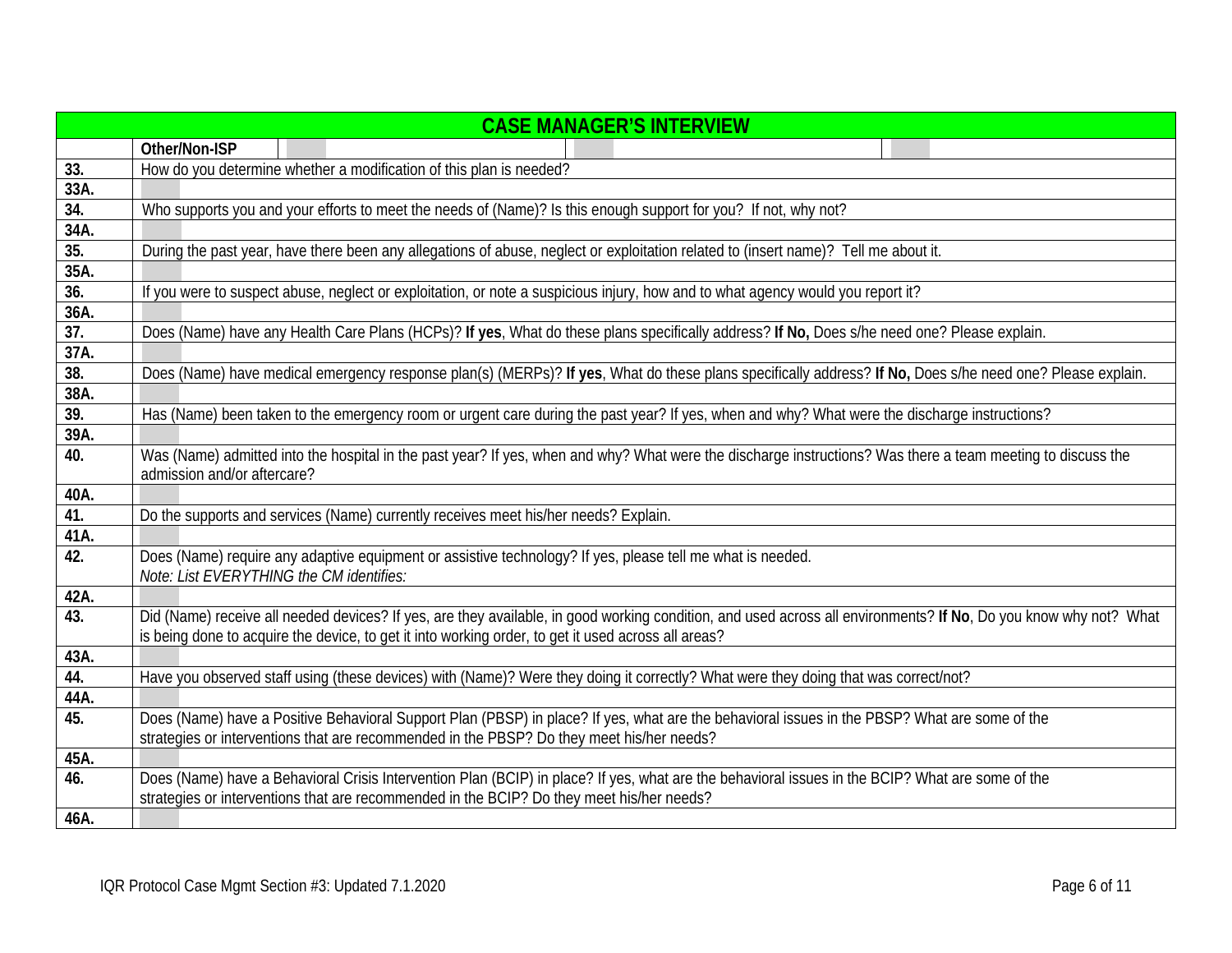| CASE MANAGER'S INTERVIEW | |
|---|---|
| | **Other/Non-ISP** |
| **33.** | How do you determine whether a modification of this plan is needed? |
| **33A.** | |
| **34.** | Who supports you and your efforts to meet the needs of (Name)? Is this enough support for you? If not, why not? |
| **34A.** | |
| **35.** | During the past year, have there been any allegations of abuse, neglect or exploitation related to (insert name)? Tell me about it. |
| **35A.** | |
| **36.** | If you were to suspect abuse, neglect or exploitation, or note a suspicious injury, how and to what agency would you report it? |
| **36A.** | |
| **37.** | Does (Name) have any Health Care Plans (HCPs)? **If yes**, What do these plans specifically address? **If No,** Does s/he need one? Please explain. |
| **37A.** | |
| **38.** | Does (Name) have medical emergency response plan(s) (MERPs)? **If yes**, What do these plans specifically address? **If No,** Does s/he need one? Please explain. |
| **38A.** | |
| **39.** | Has (Name) been taken to the emergency room or urgent care during the past year? If yes, when and why? What were the discharge instructions? |
| **39A.** | |
| **40.** | Was (Name) admitted into the hospital in the past year? If yes, when and why? What were the discharge instructions? Was there a team meeting to discuss the admission and/or aftercare? |
| **40A.** | |
| **41.** | Do the supports and services (Name) currently receives meet his/her needs? Explain. |
| **41A.** | |
| **42.** | Does (Name) require any adaptive equipment or assistive technology? If yes, please tell me what is needed. *Note: List EVERYTHING the CM identifies:* |
| **42A.** | |
| **43.** | Did (Name) receive all needed devices? If yes, are they available, in good working condition, and used across all environments? **If No**, Do you know why not? What is being done to acquire the device, to get it into working order, to get it used across all areas? |
| **43A.** | |
| **44.** | Have you observed staff using (these devices) with (Name)? Were they doing it correctly? What were they doing that was correct/not? |
| **44A.** | |
| **45.** | Does (Name) have a Positive Behavioral Support Plan (PBSP) in place? If yes, what are the behavioral issues in the PBSP? What are some of the strategies or interventions that are recommended in the PBSP? Do they meet his/her needs? |
| **45A.** | |
| **46.** | Does (Name) have a Behavioral Crisis Intervention Plan (BCIP) in place? If yes, what are the behavioral issues in the BCIP? What are some of the strategies or interventions that are recommended in the BCIP? Do they meet his/her needs? |
| **46A.** | |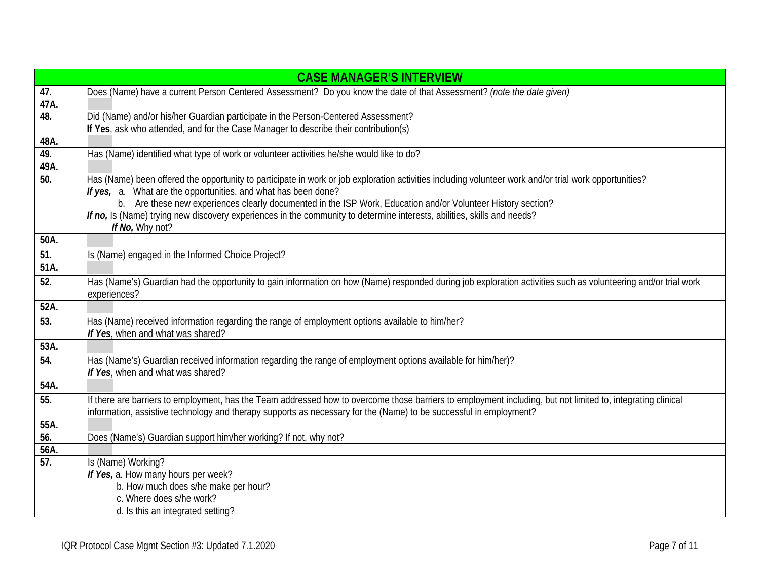| CASE MANAGER'S INTERVIEW | |
|---|---|
| **47.** | Does (Name) have a current Person Centered Assessment? Do you know the date of that Assessment? *(note the date given)* |
| **47A.** | |
| **48.** | Did (Name) and/or his/her Guardian participate in the Person-Centered Assessment?<br>**If Yes**, ask who attended, and for the Case Manager to describe their contribution(s) |
| **48A.** | |
| **49.** | Has (Name) identified what type of work or volunteer activities he/she would like to do? |
| **49A.** | |
| **50.** | Has (Name) been offered the opportunity to participate in work or job exploration activities including volunteer work and/or trial work opportunities?<br>***If yes,*** a. What are the opportunities, and what has been done?<br>b. Are these new experiences clearly documented in the ISP Work, Education and/or Volunteer History section?<br>***If no,*** Is (Name) trying new discovery experiences in the community to determine interests, abilities, skills and needs?<br>***If No,*** Why not? |
| **50A.** | |
| **51.** | Is (Name) engaged in the Informed Choice Project? |
| **51A.** | |
| **52.** | Has (Name's) Guardian had the opportunity to gain information on how (Name) responded during job exploration activities such as volunteering and/or trial work experiences? |
| **52A.** | |
| **53.** | Has (Name) received information regarding the range of employment options available to him/her?<br>***If Yes***, when and what was shared? |
| **53A.** | |
| **54.** | Has (Name's) Guardian received information regarding the range of employment options available for him/her)?<br>***If Yes***, when and what was shared? |
| **54A.** | |
| **55.** | If there are barriers to employment, has the Team addressed how to overcome those barriers to employment including, but not limited to, integrating clinical information, assistive technology and therapy supports as necessary for the (Name) to be successful in employment? |
| **55A.** | |
| **56.** | Does (Name's) Guardian support him/her working? If not, why not? |
| **56A.** | |
| **57.** | Is (Name) Working?<br>***If Yes,*** a. How many hours per week?<br>b. How much does s/he make per hour?<br>c. Where does s/he work?<br>d. Is this an integrated setting? |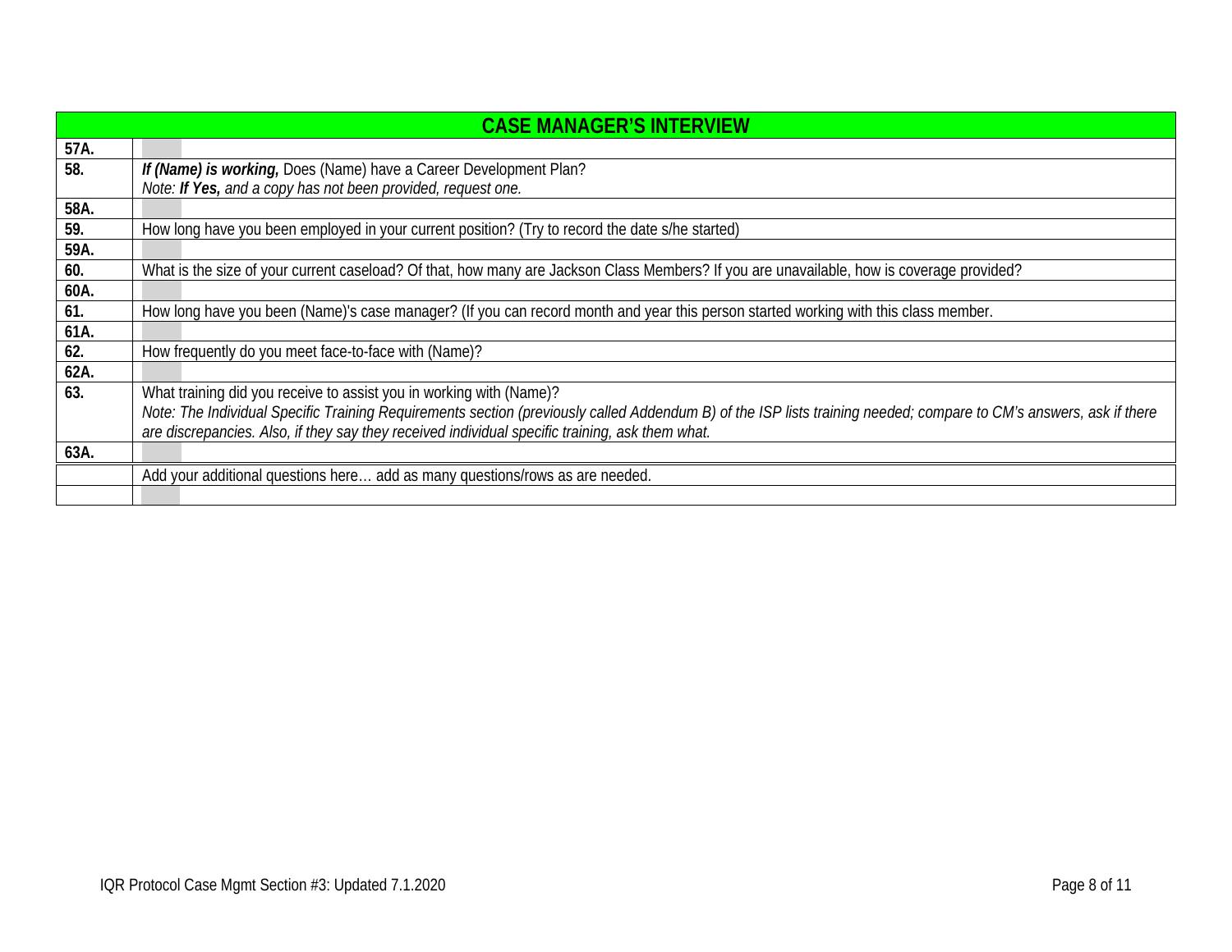| CASE MANAGER'S INTERVIEW | |
|---|---|
| 57A. | |
| 58. | ***If (Name) is working,*** Does (Name) have a Career Development Plan?<br>*Note: **If Yes,** and a copy has not been provided, request one.* |
| 58A. | |
| 59. | How long have you been employed in your current position? (Try to record the date s/he started) |
| 59A. | |
| 60. | What is the size of your current caseload? Of that, how many are Jackson Class Members? If you are unavailable, how is coverage provided? |
| 60A. | |
| 61. | How long have you been (Name)'s case manager? (If you can record month and year this person started working with this class member. |
| 61A. | |
| 62. | How frequently do you meet face-to-face with (Name)? |
| 62A. | |
| 63. | What training did you receive to assist you in working with (Name)?<br>*Note: The Individual Specific Training Requirements section (previously called Addendum B) of the ISP lists training needed; compare to CM's answers, ask if there are discrepancies. Also, if they say they received individual specific training, ask them what.* |
| 63A. | |
| | Add your additional questions here… add as many questions/rows as are needed. |
| | |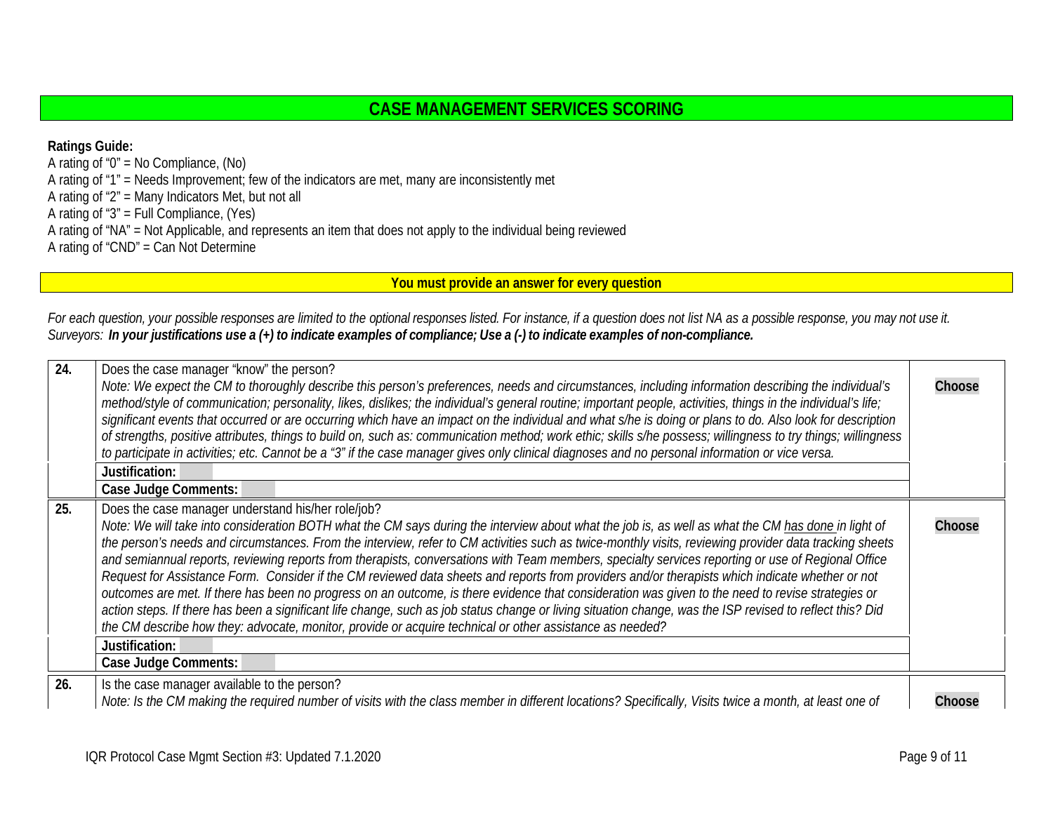## CASE MANAGEMENT SERVICES SCORING

**Ratings Guide:**

A rating of "0" = No Compliance, (No)
A rating of "1" = Needs Improvement; few of the indicators are met, many are inconsistently met
A rating of "2" = Many Indicators Met, but not all
A rating of "3" = Full Compliance, (Yes)
A rating of "NA" = Not Applicable, and represents an item that does not apply to the individual being reviewed
A rating of "CND" = Can Not Determine

**You must provide an answer for every question**

*For each question, your possible responses are limited to the optional responses listed. For instance, if a question does not list NA as a possible response, you may not use it.*
*Surveyors:* ***In your justifications use a (+) to indicate examples of compliance; Use a (-) to indicate examples of non-compliance.***

| | | |
|---|---|---|
| **24.** | Does the case manager "know" the person?<br>*Note: We expect the CM to thoroughly describe this person's preferences, needs and circumstances, including information describing the individual's method/style of communication; personality, likes, dislikes; the individual's general routine; important people, activities, things in the individual's life; significant events that occurred or are occurring which have an impact on the individual and what s/he is doing or plans to do. Also look for description of strengths, positive attributes, things to build on, such as: communication method; work ethic; skills s/he possess; willingness to try things; willingness to participate in activities; etc. Cannot be a "3" if the case manager gives only clinical diagnoses and no personal information or vice versa.* | **Choose** |
| | **Justification:** | |
| | **Case Judge Comments:** | |
| **25.** | Does the case manager understand his/her role/job?<br>*Note: We will take into consideration BOTH what the CM says during the interview about what the job is, as well as what the CM has done in light of the person's needs and circumstances. From the interview, refer to CM activities such as twice-monthly visits, reviewing provider data tracking sheets and semiannual reports, reviewing reports from therapists, conversations with Team members, specialty services reporting or use of Regional Office Request for Assistance Form. Consider if the CM reviewed data sheets and reports from providers and/or therapists which indicate whether or not outcomes are met. If there has been no progress on an outcome, is there evidence that consideration was given to the need to revise strategies or action steps. If there has been a significant life change, such as job status change or living situation change, was the ISP revised to reflect this? Did the CM describe how they: advocate, monitor, provide or acquire technical or other assistance as needed?* | **Choose** |
| | **Justification:** | |
| | **Case Judge Comments:** | |
| **26.** | Is the case manager available to the person?<br>*Note: Is the CM making the required number of visits with the class member in different locations? Specifically, Visits twice a month, at least one of* | **Choose** |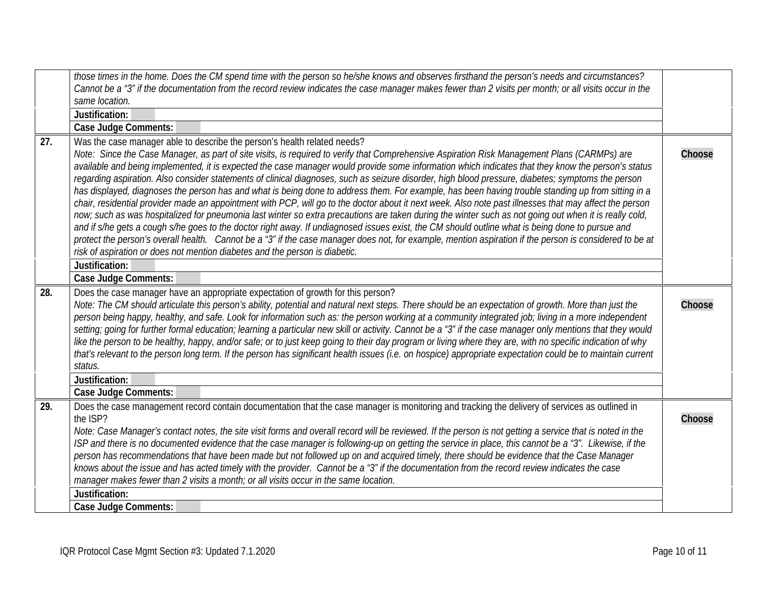| | | |
|---|---|---|
| | *those times in the home. Does the CM spend time with the person so he/she knows and observes firsthand the person's needs and circumstances? Cannot be a "3" if the documentation from the record review indicates the case manager makes fewer than 2 visits per month; or all visits occur in the same location.* | |
| | **Justification:** | |
| | **Case Judge Comments:** | |
| **27.** | Was the case manager able to describe the person's health related needs?<br>*Note: Since the Case Manager, as part of site visits, is required to verify that Comprehensive Aspiration Risk Management Plans (CARMPs) are available and being implemented, it is expected the case manager would provide some information which indicates that they know the person's status regarding aspiration. Also consider statements of clinical diagnoses, such as seizure disorder, high blood pressure, diabetes; symptoms the person has displayed, diagnoses the person has and what is being done to address them. For example, has been having trouble standing up from sitting in a chair, residential provider made an appointment with PCP, will go to the doctor about it next week. Also note past illnesses that may affect the person now; such as was hospitalized for pneumonia last winter so extra precautions are taken during the winter such as not going out when it is really cold, and if s/he gets a cough s/he goes to the doctor right away. If undiagnosed issues exist, the CM should outline what is being done to pursue and protect the person's overall health. Cannot be a "3" if the case manager does not, for example, mention aspiration if the person is considered to be at risk of aspiration or does not mention diabetes and the person is diabetic.* | **Choose** |
| | **Justification:** | |
| | **Case Judge Comments:** | |
| **28.** | Does the case manager have an appropriate expectation of growth for this person?<br>*Note: The CM should articulate this person's ability, potential and natural next steps. There should be an expectation of growth. More than just the person being happy, healthy, and safe. Look for information such as: the person working at a community integrated job; living in a more independent setting; going for further formal education; learning a particular new skill or activity. Cannot be a "3" if the case manager only mentions that they would like the person to be healthy, happy, and/or safe; or to just keep going to their day program or living where they are, with no specific indication of why that's relevant to the person long term. If the person has significant health issues (i.e. on hospice) appropriate expectation could be to maintain current status.* | **Choose** |
| | **Justification:** | |
| | **Case Judge Comments:** | |
| **29.** | Does the case management record contain documentation that the case manager is monitoring and tracking the delivery of services as outlined in the ISP?<br>*Note: Case Manager's contact notes, the site visit forms and overall record will be reviewed. If the person is not getting a service that is noted in the ISP and there is no documented evidence that the case manager is following-up on getting the service in place, this cannot be a "3". Likewise, if the person has recommendations that have been made but not followed up on and acquired timely, there should be evidence that the Case Manager knows about the issue and has acted timely with the provider. Cannot be a "3" if the documentation from the record review indicates the case manager makes fewer than 2 visits a month; or all visits occur in the same location.* | **Choose** |
| | **Justification:** | |
| | **Case Judge Comments:** | |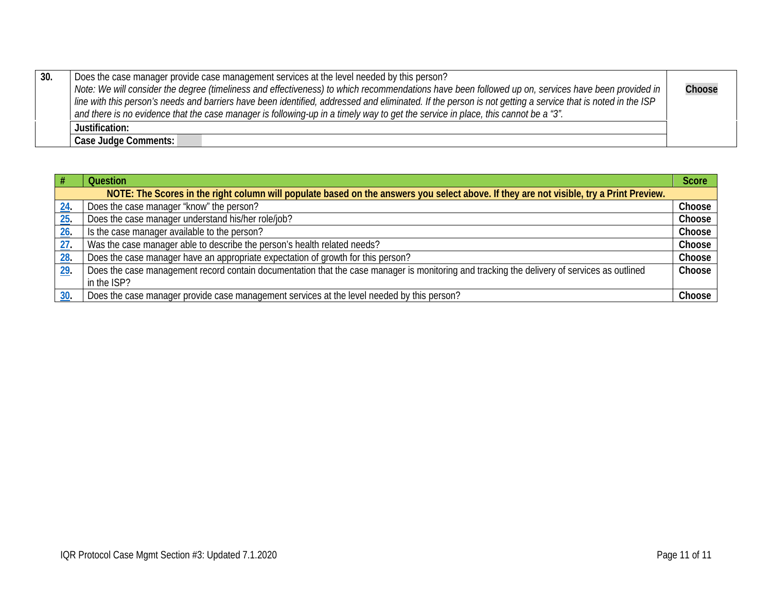| | | |
|---|---|---|
| **30.** | Does the case manager provide case management services at the level needed by this person?<br>*Note: We will consider the degree (timeliness and effectiveness) to which recommendations have been followed up on, services have been provided in line with this person's needs and barriers have been identified, addressed and eliminated. If the person is not getting a service that is noted in the ISP and there is no evidence that the case manager is following-up in a timely way to get the service in place, this cannot be a "3".* | **Choose** |
| | **Justification:** | |
| | **Case Judge Comments:** | |

| # | Question | Score |
|---|---|---|
| **NOTE: The Scores in the right column will populate based on the answers you select above. If they are not visible, try a Print Preview.** | | |
| 24. | Does the case manager "know" the person? | **Choose** |
| 25. | Does the case manager understand his/her role/job? | **Choose** |
| 26. | Is the case manager available to the person? | **Choose** |
| 27. | Was the case manager able to describe the person's health related needs? | **Choose** |
| 28. | Does the case manager have an appropriate expectation of growth for this person? | **Choose** |
| 29. | Does the case management record contain documentation that the case manager is monitoring and tracking the delivery of services as outlined in the ISP? | **Choose** |
| 30. | Does the case manager provide case management services at the level needed by this person? | **Choose** |

IQR Protocol Case Mgmt Section #3: Updated 7.1.2020